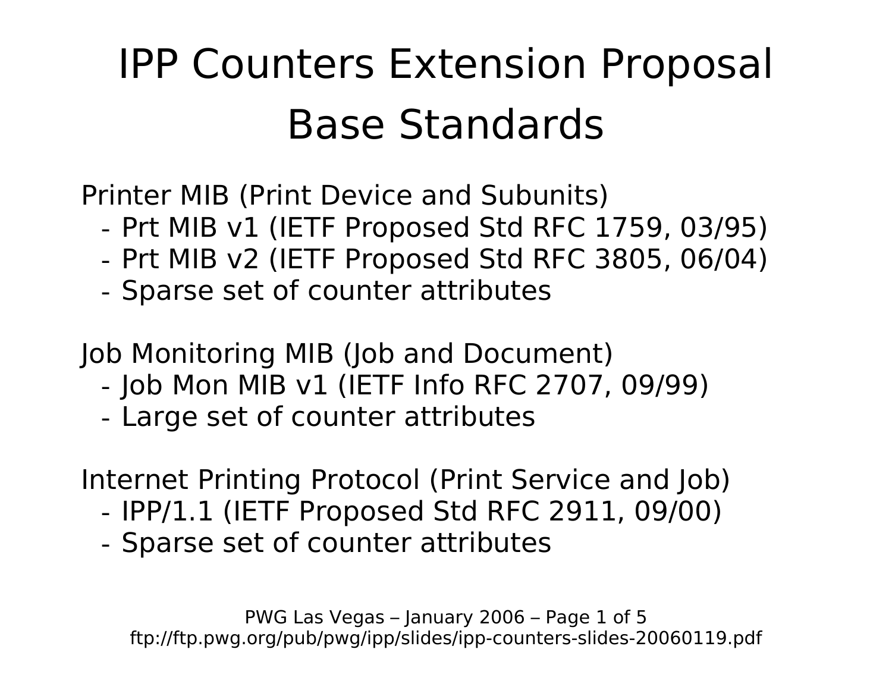# IPP Counters Extension Proposal
# Base Standards

Printer MIB (Print Device and Subunits)

- Prt MIB v1 (IETF Proposed Std RFC 1759, 03/95)
- Prt MIB v2 (IETF Proposed Std RFC 3805, 06/04)
- Sparse set of counter attributes

Job Monitoring MIB (Job and Document)

- Job Mon MIB v1 (IETF Info RFC 2707, 09/99)
- Large set of counter attributes

Internet Printing Protocol (Print Service and Job)

- IPP/1.1 (IETF Proposed Std RFC 2911, 09/00)
- Sparse set of counter attributes

PWG Las Vegas – January 2006
ftp://ftp.pwg.org/pub/pwg/ipp/slides/ipp-counters-slides-20060119.pdf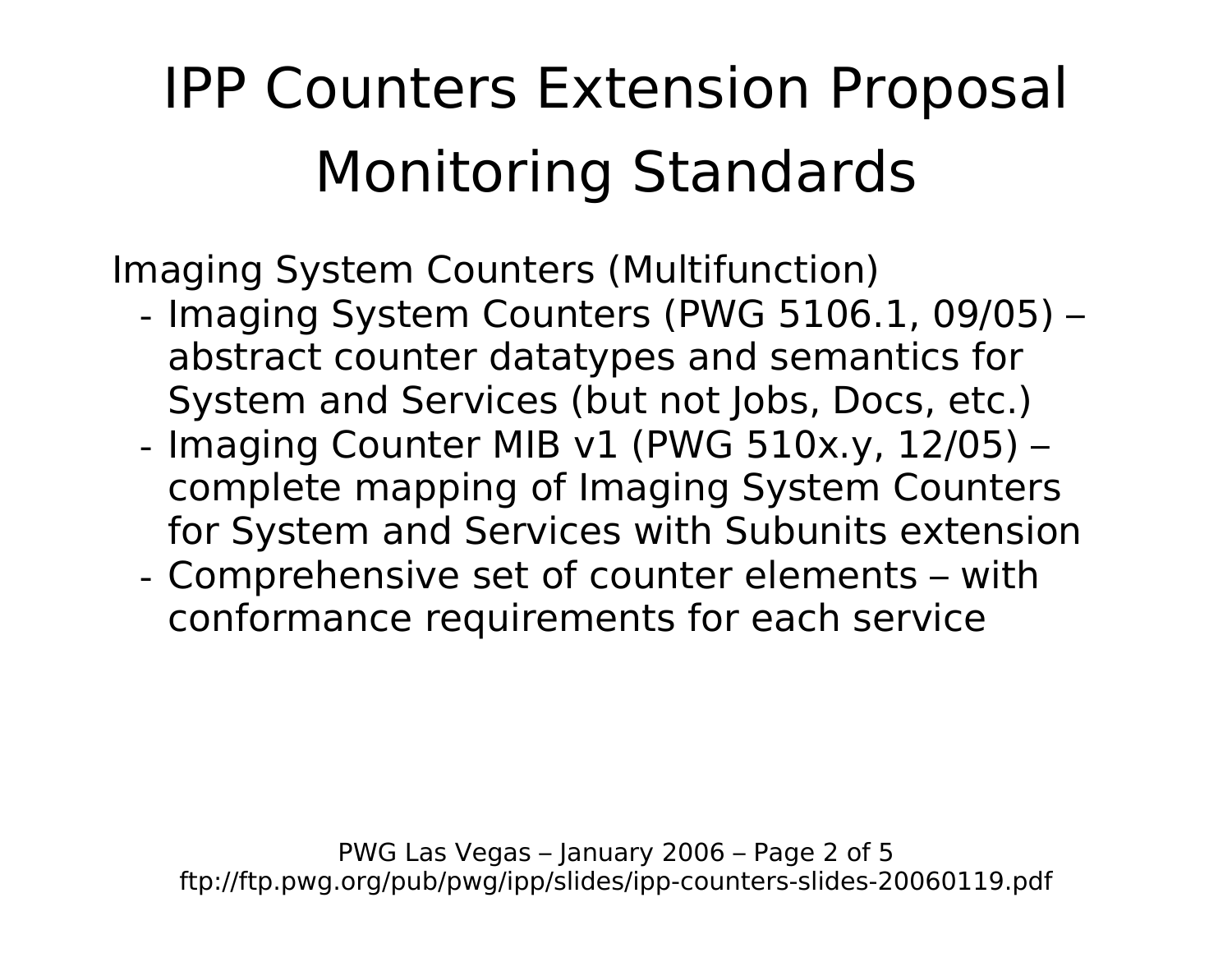# IPP Counters Extension Proposal Monitoring Standards

Imaging System Counters (Multifunction)

- Imaging System Counters (PWG 5106.1, 09/05) – abstract counter datatypes and semantics for System and Services (but not Jobs, Docs, etc.)
- Imaging Counter MIB v1 (PWG 510x.y, 12/05) – complete mapping of Imaging System Counters for System and Services with Subunits extension
- Comprehensive set of counter elements – with conformance requirements for each service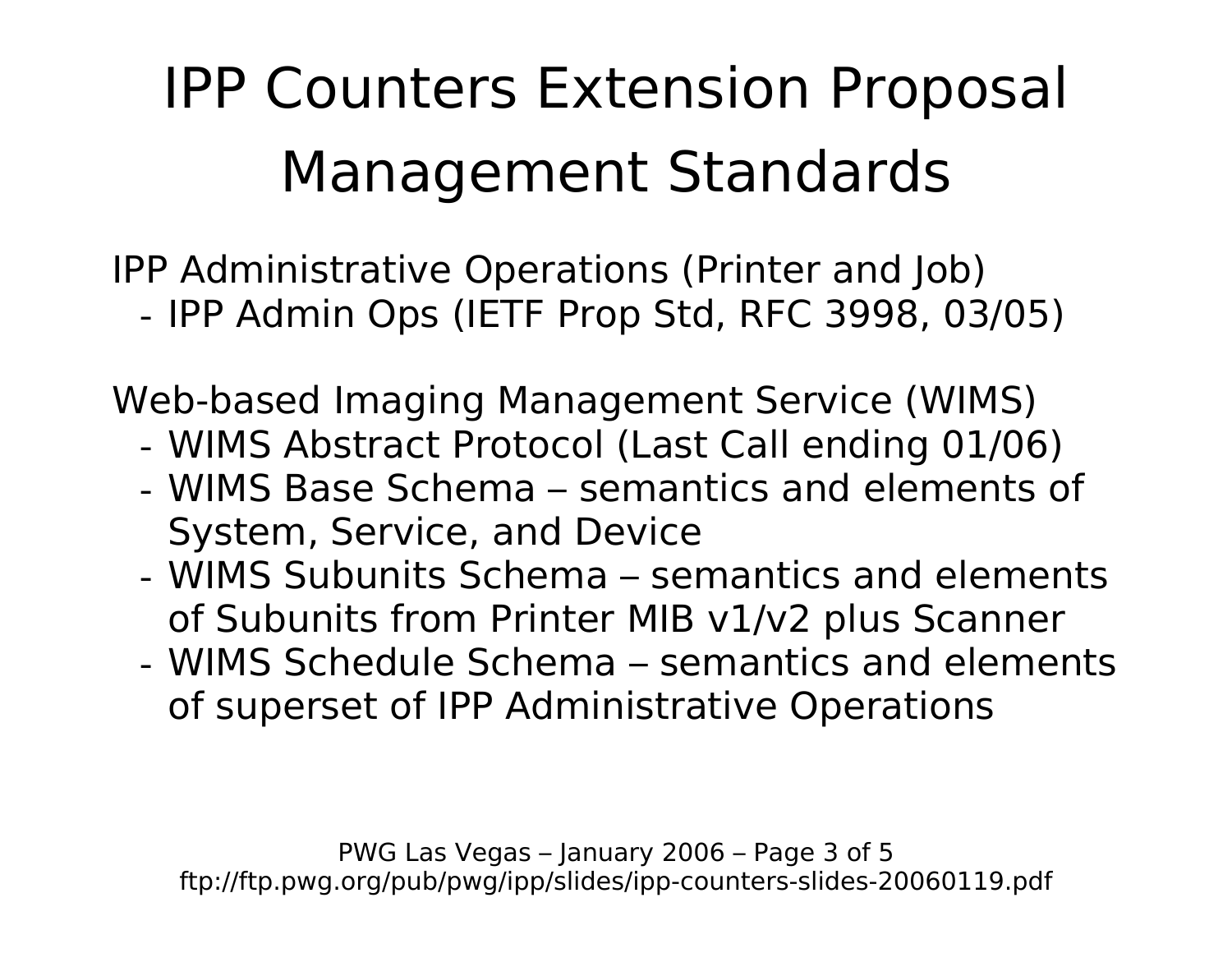# IPP Counters Extension Proposal
# Management Standards

IPP Administrative Operations (Printer and Job)

- IPP Admin Ops (IETF Prop Std, RFC 3998, 03/05)

Web-based Imaging Management Service (WIMS)

- WIMS Abstract Protocol (Last Call ending 01/06)
- WIMS Base Schema – semantics and elements of System, Service, and Device
- WIMS Subunits Schema – semantics and elements of Subunits from Printer MIB v1/v2 plus Scanner
- WIMS Schedule Schema – semantics and elements of superset of IPP Administrative Operations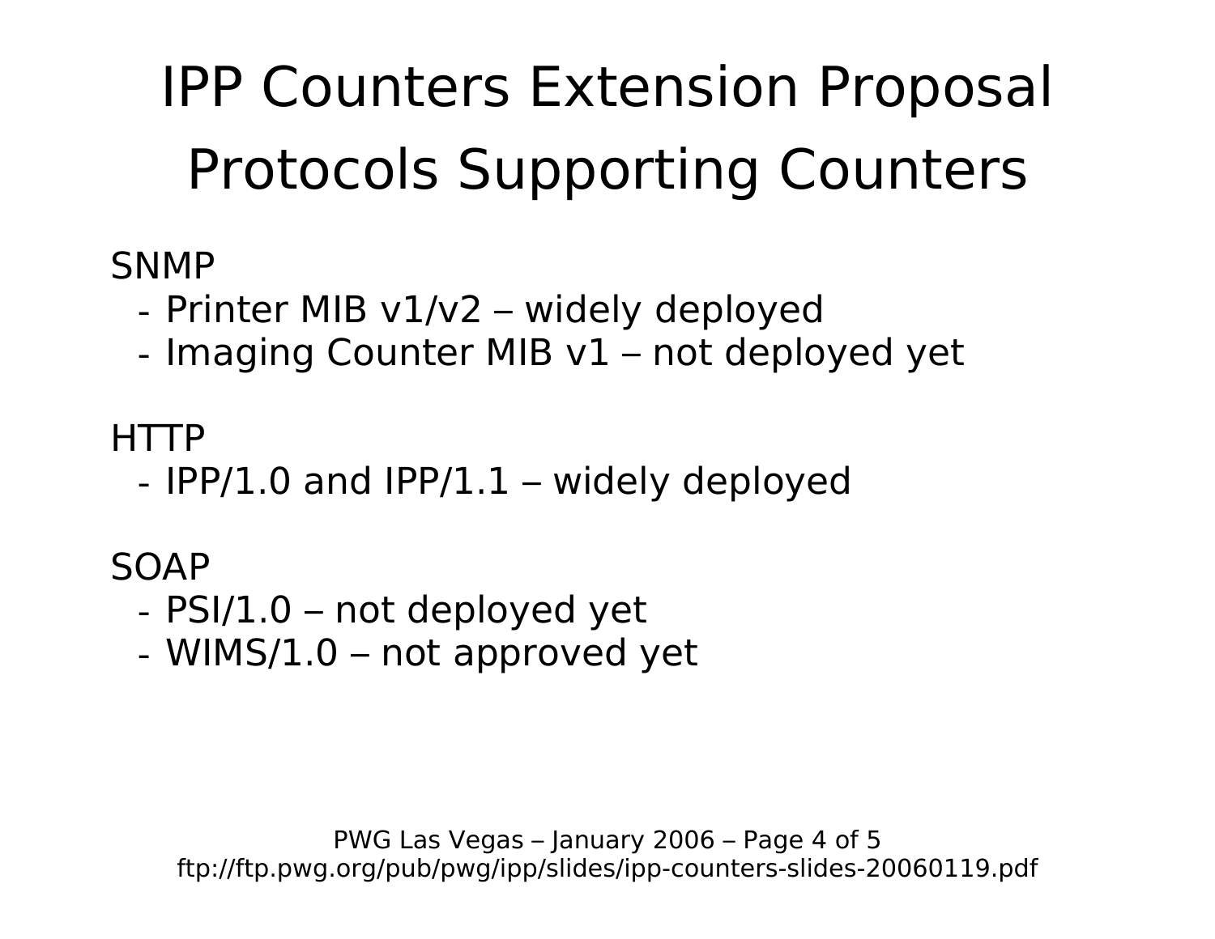# IPP Counters Extension Proposal
# Protocols Supporting Counters

SNMP

- Printer MIB v1/v2 – widely deployed
- Imaging Counter MIB v1 – not deployed yet

HTTP

- IPP/1.0 and IPP/1.1 – widely deployed

SOAP

- PSI/1.0 – not deployed yet
- WIMS/1.0 – not approved yet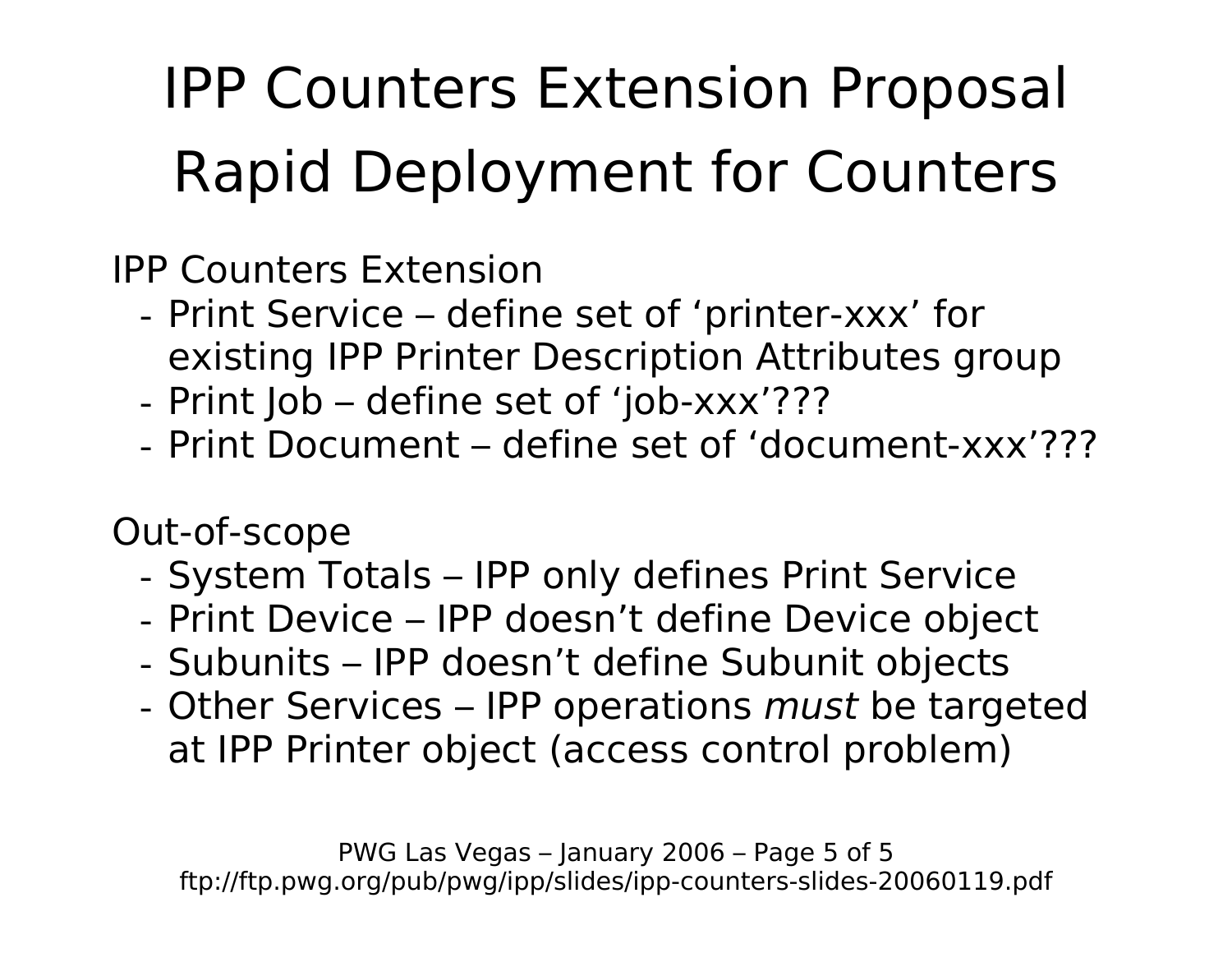# IPP Counters Extension Proposal
# Rapid Deployment for Counters

IPP Counters Extension

- Print Service – define set of 'printer-xxx' for existing IPP Printer Description Attributes group
- Print Job – define set of 'job-xxx'???
- Print Document – define set of 'document-xxx'???

Out-of-scope

- System Totals – IPP only defines Print Service
- Print Device – IPP doesn't define Device object
- Subunits – IPP doesn't define Subunit objects
- Other Services – IPP operations *must* be targeted at IPP Printer object (access control problem)